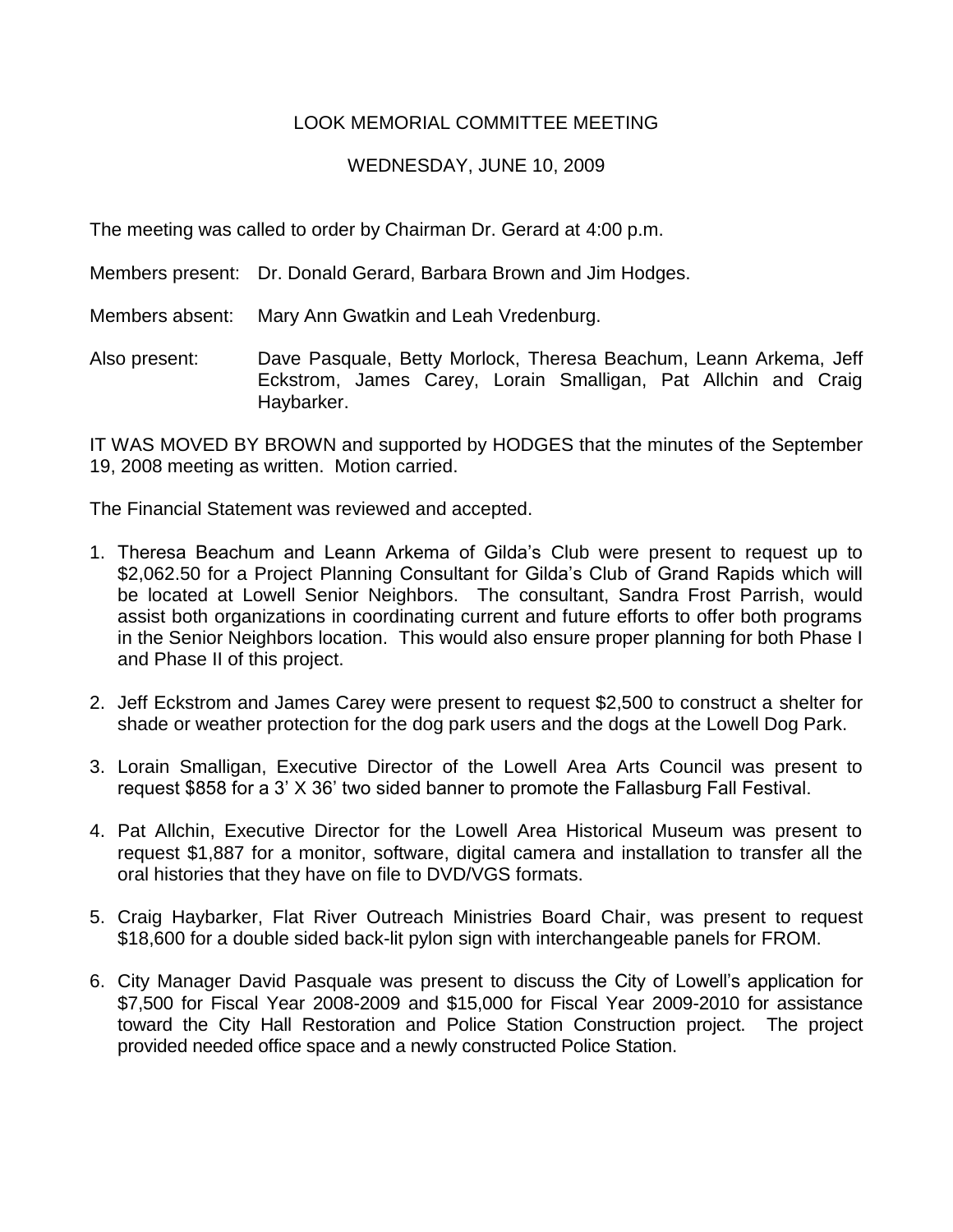# LOOK MEMORIAL COMMITTEE MEETING

## WEDNESDAY, JUNE 10, 2009

The meeting was called to order by Chairman Dr. Gerard at 4:00 p.m.

Members present: Dr. Donald Gerard, Barbara Brown and Jim Hodges.

Members absent: Mary Ann Gwatkin and Leah Vredenburg.

Also present: Dave Pasquale, Betty Morlock, Theresa Beachum, Leann Arkema, Jeff Eckstrom, James Carey, Lorain Smalligan, Pat Allchin and Craig Haybarker.

IT WAS MOVED BY BROWN and supported by HODGES that the minutes of the September 19, 2008 meeting as written. Motion carried.

The Financial Statement was reviewed and accepted.

1. Theresa Beachum and Leann Arkema of Gilda's Club were present to request up to $2,062.50 for a Project Planning Consultant for Gilda's Club of Grand Rapids which will be located at Lowell Senior Neighbors. The consultant, Sandra Frost Parrish, would assist both organizations in coordinating current and future efforts to offer both programs in the Senior Neighbors location. This would also ensure proper planning for both Phase I and Phase II of this project.

2. Jeff Eckstrom and James Carey were present to request $2,500 to construct a shelter for shade or weather protection for the dog park users and the dogs at the Lowell Dog Park.

3. Lorain Smalligan, Executive Director of the Lowell Area Arts Council was present to request $858 for a 3' X 36' two sided banner to promote the Fallasburg Fall Festival.

4. Pat Allchin, Executive Director for the Lowell Area Historical Museum was present to request $1,887 for a monitor, software, digital camera and installation to transfer all the oral histories that they have on file to DVD/VGS formats.

5. Craig Haybarker, Flat River Outreach Ministries Board Chair, was present to request $18,600 for a double sided back-lit pylon sign with interchangeable panels for FROM.

6. City Manager David Pasquale was present to discuss the City of Lowell's application for $7,500 for Fiscal Year 2008-2009 and $15,000 for Fiscal Year 2009-2010 for assistance toward the City Hall Restoration and Police Station Construction project. The project provided needed office space and a newly constructed Police Station.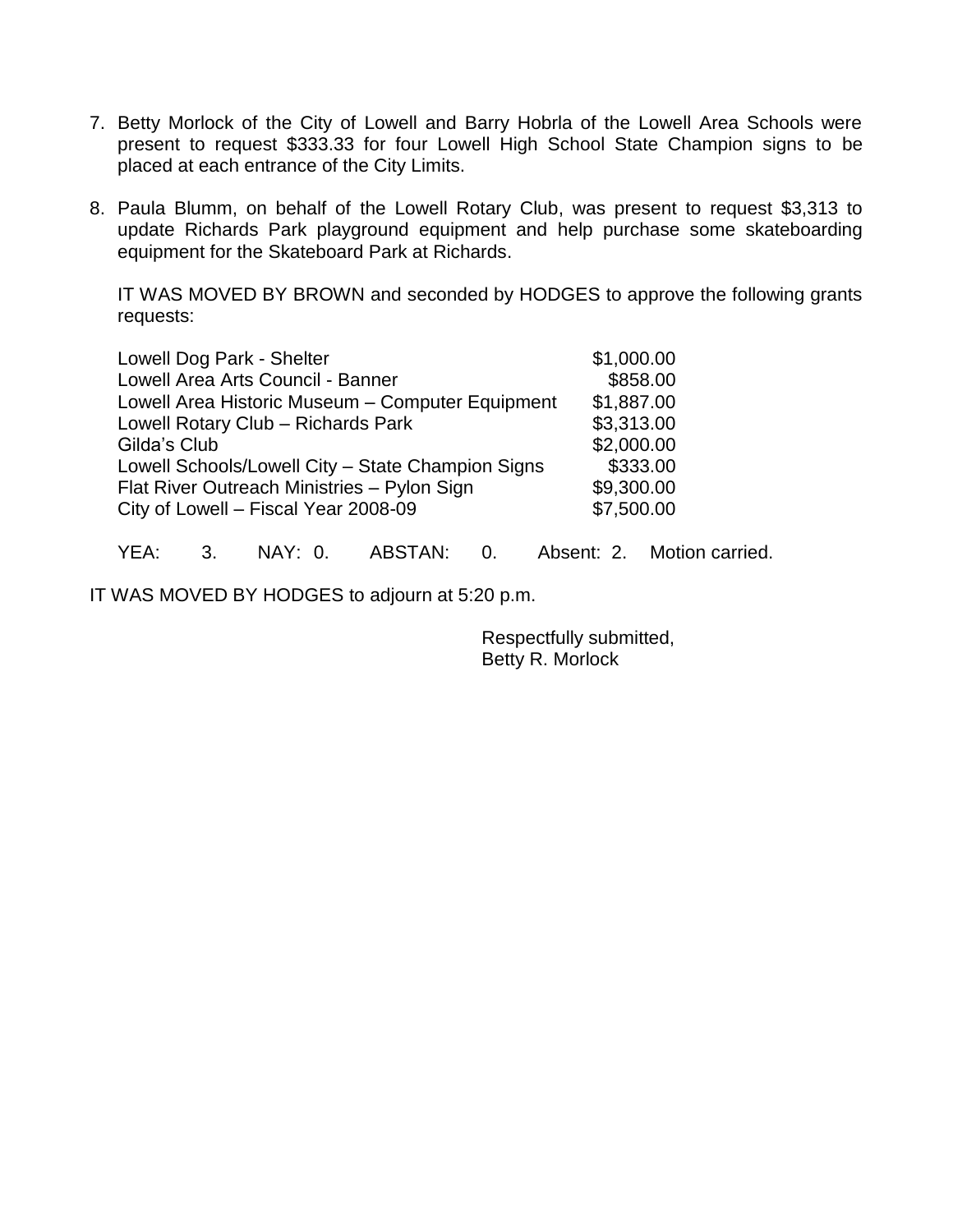7. Betty Morlock of the City of Lowell and Barry Hobrla of the Lowell Area Schools were present to request $333.33 for four Lowell High School State Champion signs to be placed at each entrance of the City Limits.

8. Paula Blumm, on behalf of the Lowell Rotary Club, was present to request $3,313 to update Richards Park playground equipment and help purchase some skateboarding equipment for the Skateboard Park at Richards.

   IT WAS MOVED BY BROWN and seconded by HODGES to approve the following grants requests:

   | | |
   |---|---|
   | Lowell Dog Park - Shelter | $1,000.00 |
   | Lowell Area Arts Council - Banner | $858.00 |
   | Lowell Area Historic Museum – Computer Equipment | $1,887.00 |
   | Lowell Rotary Club – Richards Park | $3,313.00 |
   | Gilda's Club | $2,000.00 |
   | Lowell Schools/Lowell City – State Champion Signs | $333.00 |
   | Flat River Outreach Ministries – Pylon Sign | $9,300.00 |
   | City of Lowell – Fiscal Year 2008-09 | $7,500.00 |

   YEA: 3. NAY: 0. ABSTAN: 0. Absent: 2. Motion carried.

IT WAS MOVED BY HODGES to adjourn at 5:20 p.m.

Respectfully submitted,
Betty R. Morlock